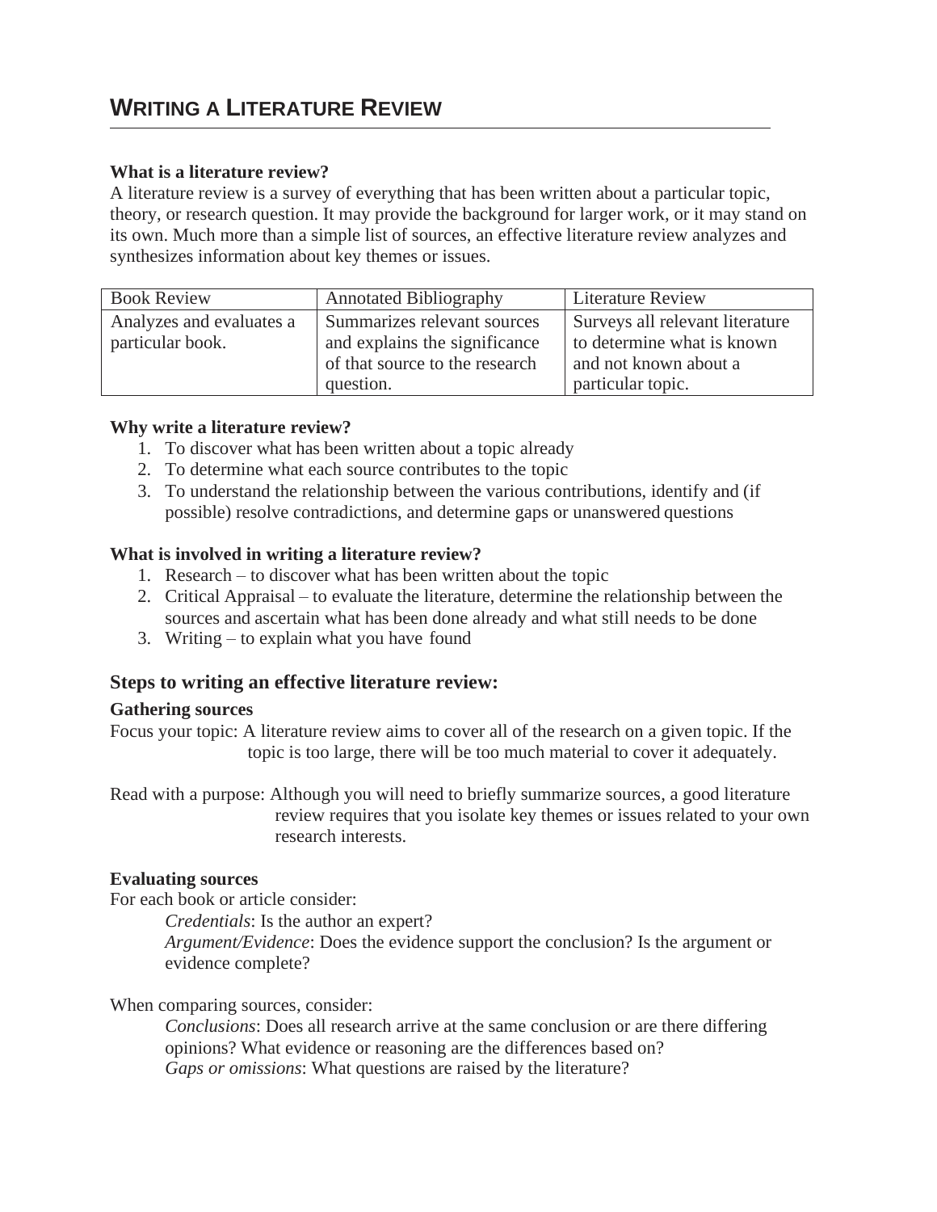# WRITING A LITERATURE REVIEW

**What is a literature review?**

A literature review is a survey of everything that has been written about a particular topic, theory, or research question. It may provide the background for larger work, or it may stand on its own. Much more than a simple list of sources, an effective literature review analyzes and synthesizes information about key themes or issues.

| Book Review | Annotated Bibliography | Literature Review |
|---|---|---|
| Analyzes and evaluates a particular book. | Summarizes relevant sources and explains the significance of that source to the research question. | Surveys all relevant literature to determine what is known and not known about a particular topic. |

**Why write a literature review?**

1. To discover what has been written about a topic already
2. To determine what each source contributes to the topic
3. To understand the relationship between the various contributions, identify and (if possible) resolve contradictions, and determine gaps or unanswered questions

**What is involved in writing a literature review?**

1. Research – to discover what has been written about the topic
2. Critical Appraisal – to evaluate the literature, determine the relationship between the sources and ascertain what has been done already and what still needs to be done
3. Writing – to explain what you have found

## Steps to writing an effective literature review:

**Gathering sources**

Focus your topic: A literature review aims to cover all of the research on a given topic. If the topic is too large, there will be too much material to cover it adequately.

Read with a purpose: Although you will need to briefly summarize sources, a good literature review requires that you isolate key themes or issues related to your own research interests.

**Evaluating sources**

For each book or article consider:

*Credentials*: Is the author an expert?

*Argument/Evidence*: Does the evidence support the conclusion? Is the argument or evidence complete?

When comparing sources, consider:

*Conclusions*: Does all research arrive at the same conclusion or are there differing opinions? What evidence or reasoning are the differences based on?

*Gaps or omissions*: What questions are raised by the literature?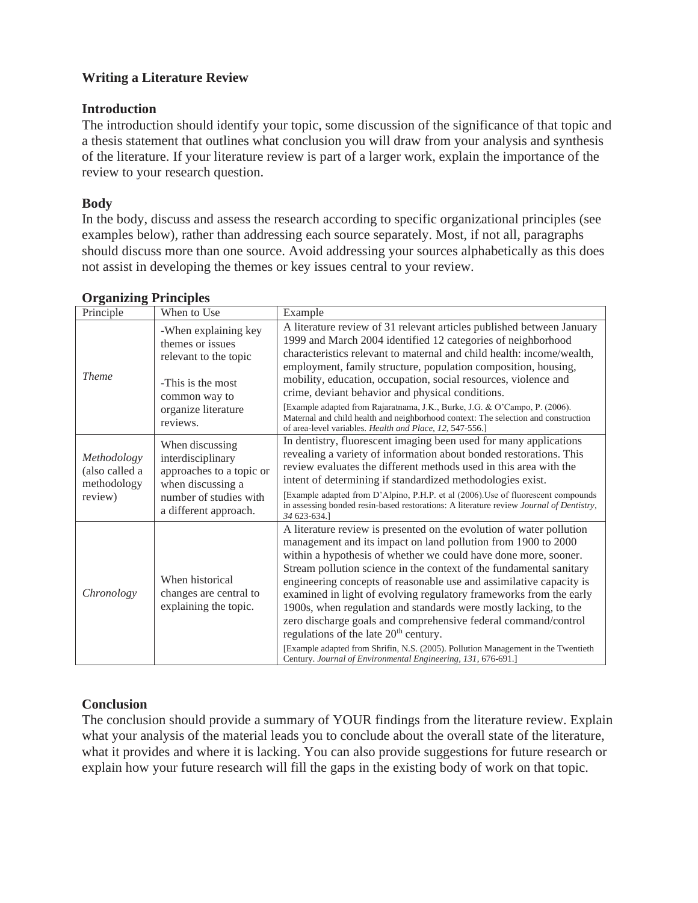## Writing a Literature Review

### Introduction

The introduction should identify your topic, some discussion of the significance of that topic and a thesis statement that outlines what conclusion you will draw from your analysis and synthesis of the literature. If your literature review is part of a larger work, explain the importance of the review to your research question.

### Body

In the body, discuss and assess the research according to specific organizational principles (see examples below), rather than addressing each source separately. Most, if not all, paragraphs should discuss more than one source. Avoid addressing your sources alphabetically as this does not assist in developing the themes or key issues central to your review.

### Organizing Principles

| Principle | When to Use | Example |
|---|---|---|
| *Theme* | -When explaining key themes or issues relevant to the topic<br><br>-This is the most common way to organize literature reviews. | A literature review of 31 relevant articles published between January 1999 and March 2004 identified 12 categories of neighborhood characteristics relevant to maternal and child health: income/wealth, employment, family structure, population composition, housing, mobility, education, occupation, social resources, violence and crime, deviant behavior and physical conditions.<br><br>[Example adapted from Rajaratnama, J.K., Burke, J.G. & O'Campo, P. (2006). Maternal and child health and neighborhood context: The selection and construction of area-level variables. *Health and Place, 12,* 547-556.] |
| *Methodology* (also called a methodology review) | When discussing interdisciplinary approaches to a topic or when discussing a number of studies with a different approach. | In dentistry, fluorescent imaging been used for many applications revealing a variety of information about bonded restorations. This review evaluates the different methods used in this area with the intent of determining if standardized methodologies exist.<br><br>[Example adapted from D'Alpino, P.H.P. et al (2006).Use of fluorescent compounds in assessing bonded resin-based restorations: A literature review *Journal of Dentistry, 34* 623-634.] |
| *Chronology* | When historical changes are central to explaining the topic. | A literature review is presented on the evolution of water pollution management and its impact on land pollution from 1900 to 2000 within a hypothesis of whether we could have done more, sooner. Stream pollution science in the context of the fundamental sanitary engineering concepts of reasonable use and assimilative capacity is examined in light of evolving regulatory frameworks from the early 1900s, when regulation and standards were mostly lacking, to the zero discharge goals and comprehensive federal command/control regulations of the late 20th century.<br><br>[Example adapted from Shrifin, N.S. (2005). Pollution Management in the Twentieth Century. *Journal of Environmental Engineering, 131,* 676-691.] |

### Conclusion

The conclusion should provide a summary of YOUR findings from the literature review. Explain what your analysis of the material leads you to conclude about the overall state of the literature, what it provides and where it is lacking. You can also provide suggestions for future research or explain how your future research will fill the gaps in the existing body of work on that topic.